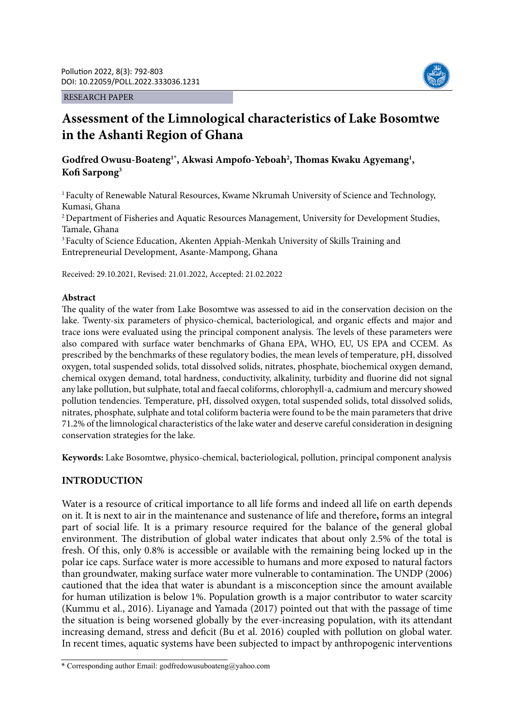RESEARCH PAPER

# Assessment of the Limnological characteristics of Lake Bosomtwe in the Ashanti Region of Ghana

**Godfred Owusu-Boateng[1*], Akwasi Ampofo-Yeboah[2], Thomas Kwaku Agyemang[1], Kofi Sarpong[3]**

[1] Faculty of Renewable Natural Resources, Kwame Nkrumah University of Science and Technology, Kumasi, Ghana

[2] Department of Fisheries and Aquatic Resources Management, University for Development Studies, Tamale, Ghana

[3] Faculty of Science Education, Akenten Appiah-Menkah University of Skills Training and Entrepreneurial Development, Asante-Mampong, Ghana

Received: 29.10.2021, Revised: 21.01.2022, Accepted: 21.02.2022

## Abstract

The quality of the water from Lake Bosomtwe was assessed to aid in the conservation decision on the lake. Twenty-six parameters of physico-chemical, bacteriological, and organic effects and major and trace ions were evaluated using the principal component analysis. The levels of these parameters were also compared with surface water benchmarks of Ghana EPA, WHO, EU, US EPA and CCEM. As prescribed by the benchmarks of these regulatory bodies, the mean levels of temperature, pH, dissolved oxygen, total suspended solids, total dissolved solids, nitrates, phosphate, biochemical oxygen demand, chemical oxygen demand, total hardness, conductivity, alkalinity, turbidity and fluorine did not signal any lake pollution, but sulphate, total and faecal coliforms, chlorophyll-a, cadmium and mercury showed pollution tendencies. Temperature, pH, dissolved oxygen, total suspended solids, total dissolved solids, nitrates, phosphate, sulphate and total coliform bacteria were found to be the main parameters that drive 71.2% of the limnological characteristics of the lake water and deserve careful consideration in designing conservation strategies for the lake.

**Keywords:** Lake Bosomtwe, physico-chemical, bacteriological, pollution, principal component analysis

## INTRODUCTION

Water is a resource of critical importance to all life forms and indeed all life on earth depends on it. It is next to air in the maintenance and sustenance of life and therefore**,** forms an integral part of social life. It is a primary resource required for the balance of the general global environment. The distribution of global water indicates that about only 2.5% of the total is fresh. Of this, only 0.8% is accessible or available with the remaining being locked up in the polar ice caps. Surface water is more accessible to humans and more exposed to natural factors than groundwater, making surface water more vulnerable to contamination. The UNDP (2006) cautioned that the idea that water is abundant is a misconception since the amount available for human utilization is below 1%. Population growth is a major contributor to water scarcity (Kummu et al., 2016). Liyanage and Yamada (2017) pointed out that with the passage of time the situation is being worsened globally by the ever-increasing population, with its attendant increasing demand, stress and deficit (Bu et al. 2016) coupled with pollution on global water. In recent times, aquatic systems have been subjected to impact by anthropogenic interventions

* Corresponding author Email: godfredowusuboateng@yahoo.com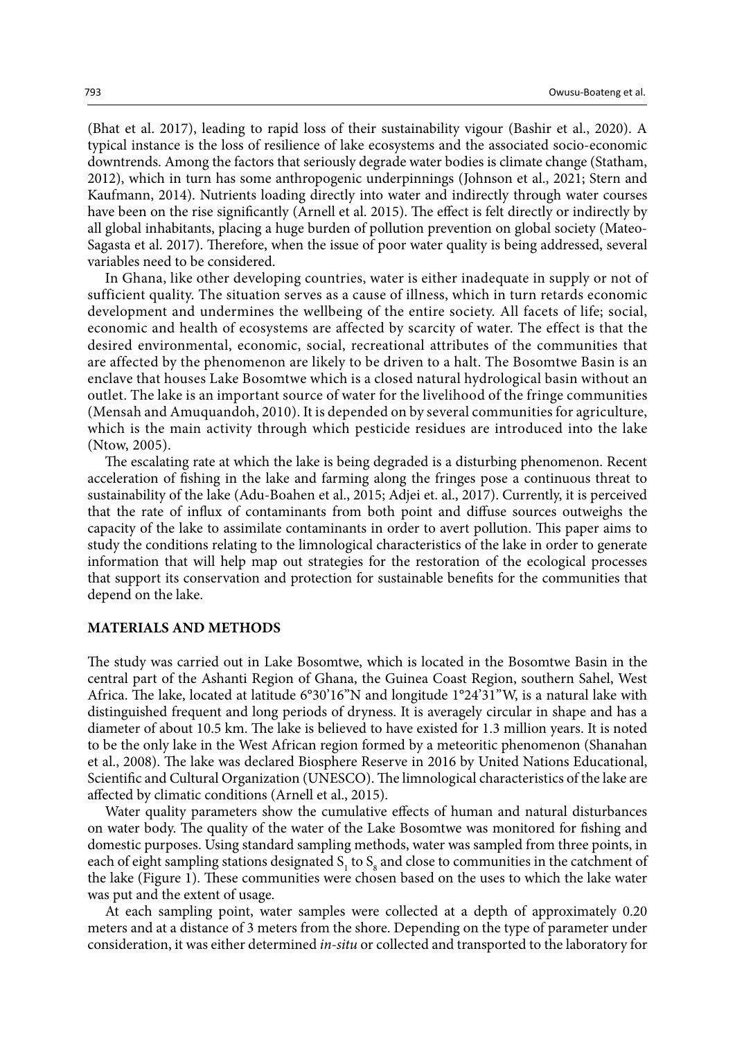(Bhat et al. 2017), leading to rapid loss of their sustainability vigour (Bashir et al., 2020). A typical instance is the loss of resilience of lake ecosystems and the associated socio-economic downtrends. Among the factors that seriously degrade water bodies is climate change (Statham, 2012), which in turn has some anthropogenic underpinnings (Johnson et al., 2021; Stern and Kaufmann, 2014). Nutrients loading directly into water and indirectly through water courses have been on the rise significantly (Arnell et al. 2015). The effect is felt directly or indirectly by all global inhabitants, placing a huge burden of pollution prevention on global society (Mateo-Sagasta et al. 2017). Therefore, when the issue of poor water quality is being addressed, several variables need to be considered.

In Ghana, like other developing countries, water is either inadequate in supply or not of sufficient quality. The situation serves as a cause of illness, which in turn retards economic development and undermines the wellbeing of the entire society. All facets of life; social, economic and health of ecosystems are affected by scarcity of water. The effect is that the desired environmental, economic, social, recreational attributes of the communities that are affected by the phenomenon are likely to be driven to a halt. The Bosomtwe Basin is an enclave that houses Lake Bosomtwe which is a closed natural hydrological basin without an outlet. The lake is an important source of water for the livelihood of the fringe communities (Mensah and Amuquandoh, 2010). It is depended on by several communities for agriculture, which is the main activity through which pesticide residues are introduced into the lake (Ntow, 2005).

The escalating rate at which the lake is being degraded is a disturbing phenomenon. Recent acceleration of fishing in the lake and farming along the fringes pose a continuous threat to sustainability of the lake (Adu-Boahen et al., 2015; Adjei et. al., 2017). Currently, it is perceived that the rate of influx of contaminants from both point and diffuse sources outweighs the capacity of the lake to assimilate contaminants in order to avert pollution. This paper aims to study the conditions relating to the limnological characteristics of the lake in order to generate information that will help map out strategies for the restoration of the ecological processes that support its conservation and protection for sustainable benefits for the communities that depend on the lake.

## MATERIALS AND METHODS

The study was carried out in Lake Bosomtwe, which is located in the Bosomtwe Basin in the central part of the Ashanti Region of Ghana, the Guinea Coast Region, southern Sahel, West Africa. The lake, located at latitude 6°30'16"N and longitude 1°24'31"W, is a natural lake with distinguished frequent and long periods of dryness. It is averagely circular in shape and has a diameter of about 10.5 km. The lake is believed to have existed for 1.3 million years. It is noted to be the only lake in the West African region formed by a meteoritic phenomenon (Shanahan et al., 2008). The lake was declared Biosphere Reserve in 2016 by United Nations Educational, Scientific and Cultural Organization (UNESCO). The limnological characteristics of the lake are affected by climatic conditions (Arnell et al., 2015).

Water quality parameters show the cumulative effects of human and natural disturbances on water body. The quality of the water of the Lake Bosomtwe was monitored for fishing and domestic purposes. Using standard sampling methods, water was sampled from three points, in each of eight sampling stations designated $S_1$ to $S_8$ and close to communities in the catchment of the lake (Figure 1). These communities were chosen based on the uses to which the lake water was put and the extent of usage.

At each sampling point, water samples were collected at a depth of approximately 0.20 meters and at a distance of 3 meters from the shore. Depending on the type of parameter under consideration, it was either determined *in-situ* or collected and transported to the laboratory for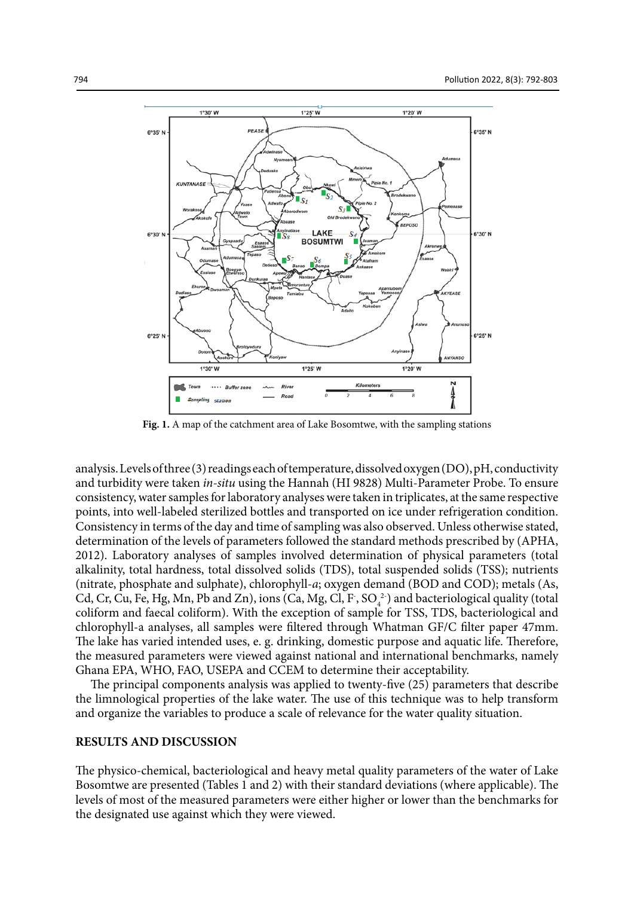**Fig. 1.** A map of the catchment area of Lake Bosomtwe, with the sampling stations

analysis. Levels of three (3) readings each of temperature, dissolved oxygen (DO), pH, conductivity and turbidity were taken *in-situ* using the Hannah (HI 9828) Multi-Parameter Probe. To ensure consistency, water samples for laboratory analyses were taken in triplicates, at the same respective points, into well-labeled sterilized bottles and transported on ice under refrigeration condition. Consistency in terms of the day and time of sampling was also observed. Unless otherwise stated, determination of the levels of parameters followed the standard methods prescribed by (APHA, 2012). Laboratory analyses of samples involved determination of physical parameters (total alkalinity, total hardness, total dissolved solids (TDS), total suspended solids (TSS); nutrients (nitrate, phosphate and sulphate), chlorophyll-*a*; oxygen demand (BOD and COD); metals (As, Cd, Cr, Cu, Fe, Hg, Mn, Pb and Zn), ions (Ca, Mg, Cl, $F^-$, $SO_4^{2-}$) and bacteriological quality (total coliform and faecal coliform). With the exception of sample for TSS, TDS, bacteriological and chlorophyll-a analyses, all samples were filtered through Whatman GF/C filter paper 47mm. The lake has varied intended uses, e. g. drinking, domestic purpose and aquatic life. Therefore, the measured parameters were viewed against national and international benchmarks, namely Ghana EPA, WHO, FAO, USEPA and CCEM to determine their acceptability.

The principal components analysis was applied to twenty-five (25) parameters that describe the limnological properties of the lake water. The use of this technique was to help transform and organize the variables to produce a scale of relevance for the water quality situation.

## RESULTS AND DISCUSSION

The physico-chemical, bacteriological and heavy metal quality parameters of the water of Lake Bosomtwe are presented (Tables 1 and 2) with their standard deviations (where applicable). The levels of most of the measured parameters were either higher or lower than the benchmarks for the designated use against which they were viewed.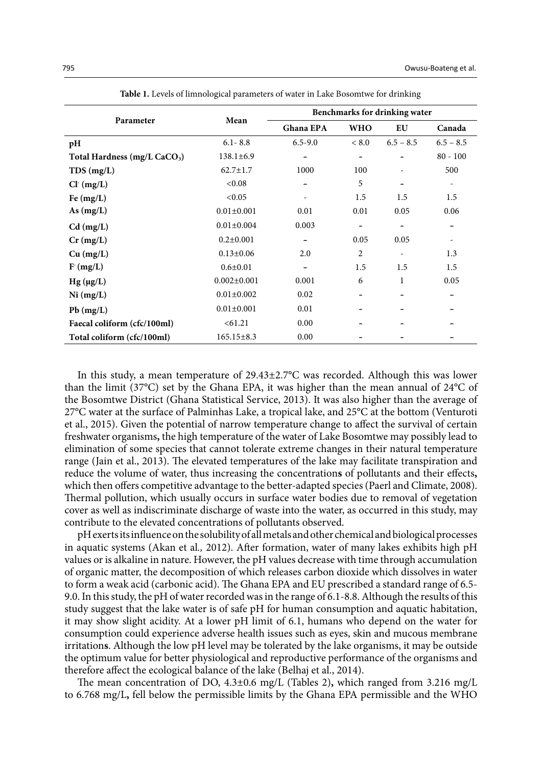**Table 1.** Levels of limnological parameters of water in Lake Bosomtwe for drinking

| Parameter | Mean | Benchmarks for drinking water | | | |
|---|---|---|---|---|---|
| | | **Ghana EPA** | **WHO** | **EU** | **Canada** |
| **pH** | 6.1- 8.8 | 6.5-9.0 | < 8.0 | 6.5 – 8.5 | 6.5 – 8.5 |
| **Total Hardness (mg/L $CaCO_3$)** | 138.1±6.9 | – | – | – | 80 - 100 |
| **TDS (mg/L)** | 62.7±1.7 | 1000 | 100 | - | 500 |
| **$Cl^-$ (mg/L)** | <0.08 | – | 5 | – | - |
| **Fe (mg/L)** | <0.05 | - | 1.5 | 1.5 | 1.5 |
| **As (mg/L)** | 0.01±0.001 | 0.01 | 0.01 | 0.05 | 0.06 |
| **Cd (mg/L)** | 0.01±0.004 | 0.003 | – | – | – |
| **Cr (mg/L)** | 0.2±0.001 | – | 0.05 | 0.05 | - |
| **Cu (mg/L)** | 0.13±0.06 | 2.0 | 2 | - | 1.3 |
| **$F^-$ (mg/L)** | 0.6±0.01 | – | 1.5 | 1.5 | 1.5 |
| **Hg (μg/L)** | 0.002±0.001 | 0.001 | 6 | 1 | 0.05 |
| **Ni (mg/L)** | 0.01±0.002 | 0.02 | – | – | – |
| **Pb (mg/L)** | 0.01±0.001 | 0.01 | – | – | – |
| **Faecal coliform (cfc/100ml)** | <61.21 | 0.00 | – | – | – |
| **Total coliform (cfc/100ml)** | 165.15±8.3 | 0.00 | – | – | – |

In this study, a mean temperature of 29.43±2.7°C was recorded. Although this was lower than the limit (37°C) set by the Ghana EPA, it was higher than the mean annual of 24°C of the Bosomtwe District (Ghana Statistical Service, 2013). It was also higher than the average of 27°C water at the surface of Palminhas Lake, a tropical lake, and 25°C at the bottom (Venturoti et al., 2015). Given the potential of narrow temperature change to affect the survival of certain freshwater organisms**,** the high temperature of the water of Lake Bosomtwe may possibly lead to elimination of some species that cannot tolerate extreme changes in their natural temperature range (Jain et al., 2013). The elevated temperatures of the lake may facilitate transpiration and reduce the volume of water, thus increasing the concentration**s** of pollutants and their effects**,** which then offers competitive advantage to the better-adapted species (Paerl and Climate, 2008). Thermal pollution, which usually occurs in surface water bodies due to removal of vegetation cover as well as indiscriminate discharge of waste into the water, as occurred in this study, may contribute to the elevated concentrations of pollutants observed.

pH exerts its influence on the solubility of all metals and other chemical and biological processes in aquatic systems (Akan et al., 2012). After formation, water of many lakes exhibits high pH values or is alkaline in nature. However, the pH values decrease with time through accumulation of organic matter, the decomposition of which releases carbon dioxide which dissolves in water to form a weak acid (carbonic acid). The Ghana EPA and EU prescribed a standard range of 6.5-9.0. In this study, the pH of water recorded was in the range of 6.1-8.8. Although the results of this study suggest that the lake water is of safe pH for human consumption and aquatic habitation, it may show slight acidity. At a lower pH limit of 6.1, humans who depend on the water for consumption could experience adverse health issues such as eyes, skin and mucous membrane irritation**s**. Although the low pH level may be tolerated by the lake organisms, it may be outside the optimum value for better physiological and reproductive performance of the organisms and therefore affect the ecological balance of the lake (Belhaj et al., 2014).

The mean concentration of DO, 4.3±0.6 mg/L (Tables 2)**,** which ranged from 3.216 mg/L to 6.768 mg/L**,** fell below the permissible limits by the Ghana EPA permissible and the WHO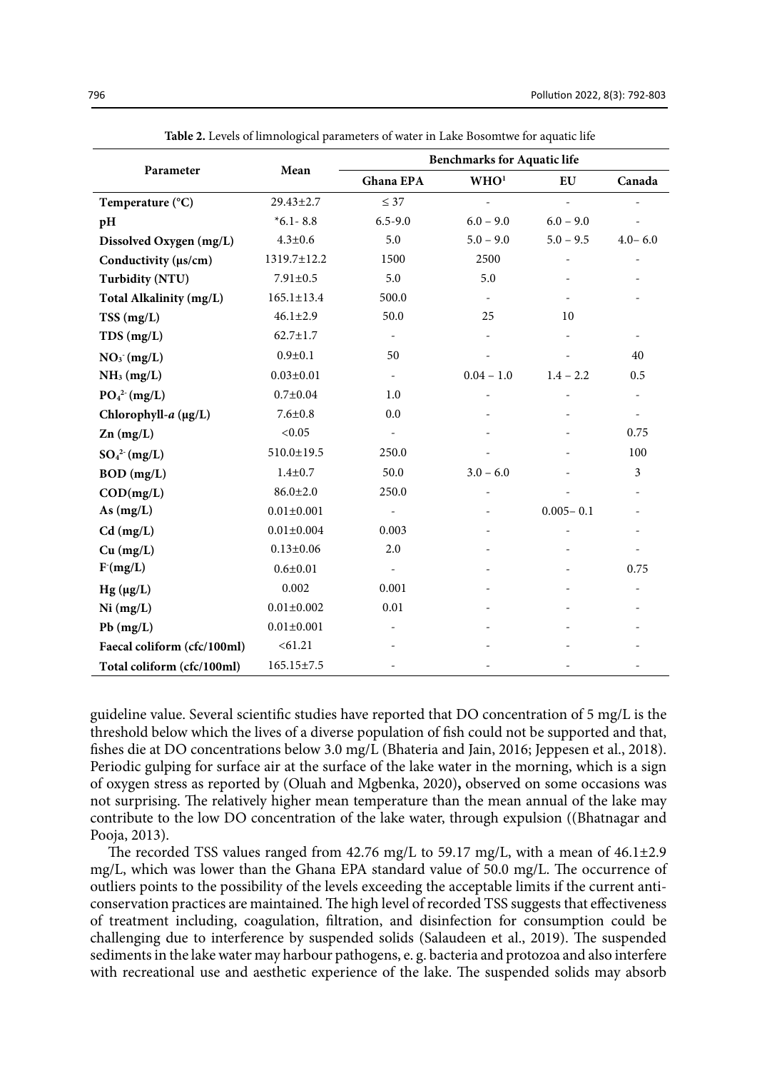**Table 2.** Levels of limnological parameters of water in Lake Bosomtwe for aquatic life

| Parameter | Mean | Benchmarks for Aquatic life | | | |
|---|---|---|---|---|---|
| | | Ghana EPA | WHO[1] | EU | Canada |
| Temperature (°C) | 29.43±2.7 | ≤ 37 | - | - | - |
| pH | *6.1- 8.8 | 6.5-9.0 | 6.0 – 9.0 | 6.0 – 9.0 | - |
| Dissolved Oxygen (mg/L) | 4.3±0.6 | 5.0 | 5.0 – 9.0 | 5.0 – 9.5 | 4.0– 6.0 |
| Conductivity (µs/cm) | 1319.7±12.2 | 1500 | 2500 | - | - |
| Turbidity (NTU) | 7.91±0.5 | 5.0 | 5.0 | - | - |
| Total Alkalinity (mg/L) | 165.1±13.4 | 500.0 | - | - | - |
| TSS (mg/L) | 46.1±2.9 | 50.0 | 25 | 10 | |
| TDS (mg/L) | 62.7±1.7 | - | - | - | - |
| $NO_3^-$ (mg/L) | 0.9±0.1 | 50 | - | - | 40 |
| $NH_3$ (mg/L) | 0.03±0.01 | - | 0.04 – 1.0 | 1.4 – 2.2 | 0.5 |
| $PO_4^{2-}$ (mg/L) | 0.7±0.04 | 1.0 | - | - | - |
| Chlorophyll-*a* (µg/L) | 7.6±0.8 | 0.0 | - | - | - |
| Zn (mg/L) | <0.05 | - | - | - | 0.75 |
| $SO_4^{2-}$ (mg/L) | 510.0±19.5 | 250.0 | - | - | 100 |
| BOD (mg/L) | 1.4±0.7 | 50.0 | 3.0 – 6.0 | - | 3 |
| COD(mg/L) | 86.0±2.0 | 250.0 | - | - | - |
| As (mg/L) | 0.01±0.001 | - | - | 0.005– 0.1 | - |
| Cd (mg/L) | 0.01±0.004 | 0.003 | - | - | - |
| Cu (mg/L) | 0.13±0.06 | 2.0 | - | - | - |
| $F^-$(mg/L) | 0.6±0.01 | - | - | - | 0.75 |
| Hg (µg/L) | 0.002 | 0.001 | - | - | - |
| Ni (mg/L) | 0.01±0.002 | 0.01 | - | - | - |
| Pb (mg/L) | 0.01±0.001 | - | - | - | - |
| Faecal coliform (cfc/100ml) | <61.21 | - | - | - | - |
| Total coliform (cfc/100ml) | 165.15±7.5 | - | - | - | - |

guideline value. Several scientific studies have reported that DO concentration of 5 mg/L is the threshold below which the lives of a diverse population of fish could not be supported and that, fishes die at DO concentrations below 3.0 mg/L (Bhateria and Jain, 2016; Jeppesen et al., 2018). Periodic gulping for surface air at the surface of the lake water in the morning, which is a sign of oxygen stress as reported by (Oluah and Mgbenka, 2020)**,** observed on some occasions was not surprising. The relatively higher mean temperature than the mean annual of the lake may contribute to the low DO concentration of the lake water, through expulsion ((Bhatnagar and Pooja, 2013).

The recorded TSS values ranged from 42.76 mg/L to 59.17 mg/L, with a mean of 46.1±2.9 mg/L, which was lower than the Ghana EPA standard value of 50.0 mg/L. The occurrence of outliers points to the possibility of the levels exceeding the acceptable limits if the current anti-conservation practices are maintained. The high level of recorded TSS suggests that effectiveness of treatment including, coagulation, filtration, and disinfection for consumption could be challenging due to interference by suspended solids (Salaudeen et al., 2019). The suspended sediments in the lake water may harbour pathogens, e. g. bacteria and protozoa and also interfere with recreational use and aesthetic experience of the lake. The suspended solids may absorb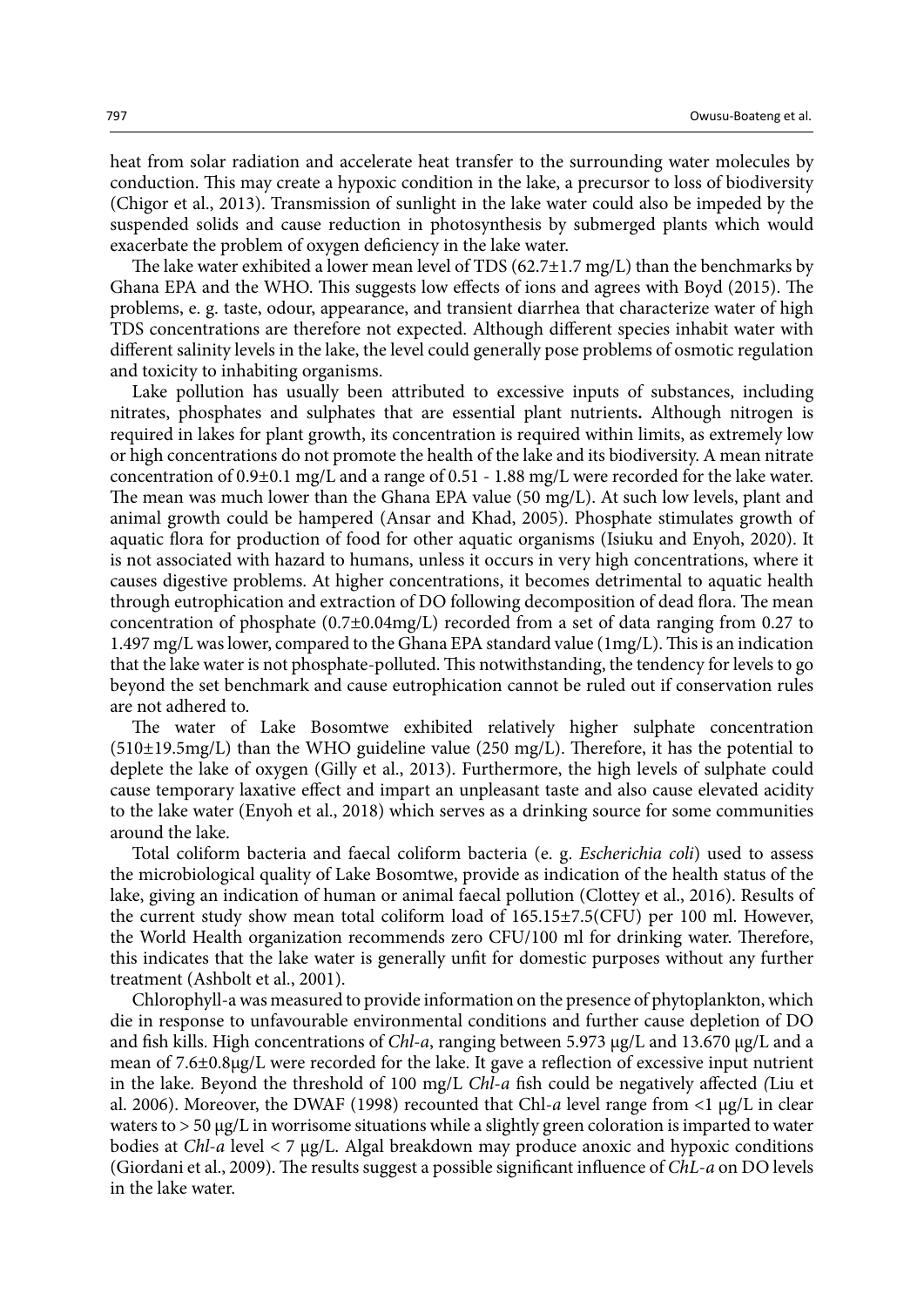heat from solar radiation and accelerate heat transfer to the surrounding water molecules by conduction. This may create a hypoxic condition in the lake, a precursor to loss of biodiversity (Chigor et al., 2013). Transmission of sunlight in the lake water could also be impeded by the suspended solids and cause reduction in photosynthesis by submerged plants which would exacerbate the problem of oxygen deficiency in the lake water.

The lake water exhibited a lower mean level of TDS (62.7±1.7 mg/L) than the benchmarks by Ghana EPA and the WHO. This suggests low effects of ions and agrees with Boyd (2015). The problems, e. g. taste, odour, appearance, and transient diarrhea that characterize water of high TDS concentrations are therefore not expected. Although different species inhabit water with different salinity levels in the lake, the level could generally pose problems of osmotic regulation and toxicity to inhabiting organisms.

Lake pollution has usually been attributed to excessive inputs of substances, including nitrates, phosphates and sulphates that are essential plant nutrients**.** Although nitrogen is required in lakes for plant growth, its concentration is required within limits, as extremely low or high concentrations do not promote the health of the lake and its biodiversity. A mean nitrate concentration of 0.9±0.1 mg/L and a range of 0.51 - 1.88 mg/L were recorded for the lake water. The mean was much lower than the Ghana EPA value (50 mg/L). At such low levels, plant and animal growth could be hampered (Ansar and Khad, 2005). Phosphate stimulates growth of aquatic flora for production of food for other aquatic organisms (Isiuku and Enyoh, 2020). It is not associated with hazard to humans, unless it occurs in very high concentrations, where it causes digestive problems. At higher concentrations, it becomes detrimental to aquatic health through eutrophication and extraction of DO following decomposition of dead flora. The mean concentration of phosphate (0.7±0.04mg/L) recorded from a set of data ranging from 0.27 to 1.497 mg/L was lower, compared to the Ghana EPA standard value (1mg/L). This is an indication that the lake water is not phosphate-polluted. This notwithstanding, the tendency for levels to go beyond the set benchmark and cause eutrophication cannot be ruled out if conservation rules are not adhered to.

The water of Lake Bosomtwe exhibited relatively higher sulphate concentration (510±19.5mg/L) than the WHO guideline value (250 mg/L). Therefore, it has the potential to deplete the lake of oxygen (Gilly et al., 2013). Furthermore, the high levels of sulphate could cause temporary laxative effect and impart an unpleasant taste and also cause elevated acidity to the lake water (Enyoh et al., 2018) which serves as a drinking source for some communities around the lake.

Total coliform bacteria and faecal coliform bacteria (e. g. *Escherichia coli*) used to assess the microbiological quality of Lake Bosomtwe, provide as indication of the health status of the lake, giving an indication of human or animal faecal pollution (Clottey et al., 2016). Results of the current study show mean total coliform load of 165.15±7.5(CFU) per 100 ml. However, the World Health organization recommends zero CFU/100 ml for drinking water. Therefore, this indicates that the lake water is generally unfit for domestic purposes without any further treatment (Ashbolt et al., 2001).

Chlorophyll-a was measured to provide information on the presence of phytoplankton, which die in response to unfavourable environmental conditions and further cause depletion of DO and fish kills. High concentrations of *Chl-a*, ranging between 5.973 μg/L and 13.670 μg/L and a mean of 7.6±0.8μg/L were recorded for the lake. It gave a reflection of excessive input nutrient in the lake. Beyond the threshold of 100 mg/L *Chl-a* fish could be negatively affected *(*Liu et al. 2006). Moreover, the DWAF (1998) recounted that Chl-*a* level range from <1 μg/L in clear waters to > 50 μg/L in worrisome situations while a slightly green coloration is imparted to water bodies at *Chl-a* level < 7 μg/L. Algal breakdown may produce anoxic and hypoxic conditions (Giordani et al., 2009). The results suggest a possible significant influence of *ChL-a* on DO levels in the lake water.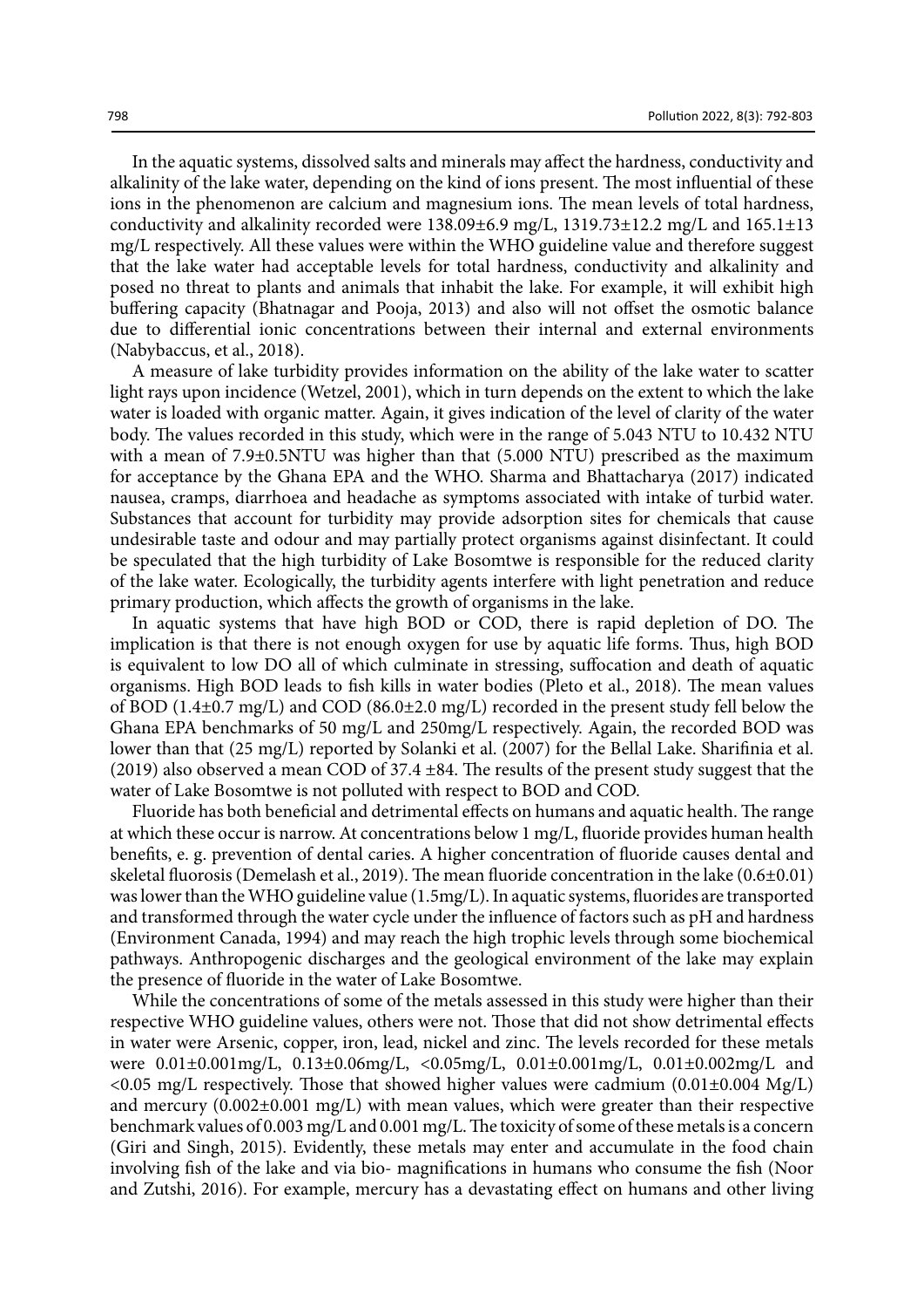In the aquatic systems, dissolved salts and minerals may affect the hardness, conductivity and alkalinity of the lake water, depending on the kind of ions present. The most influential of these ions in the phenomenon are calcium and magnesium ions. The mean levels of total hardness, conductivity and alkalinity recorded were 138.09±6.9 mg/L, 1319.73±12.2 mg/L and 165.1±13 mg/L respectively. All these values were within the WHO guideline value and therefore suggest that the lake water had acceptable levels for total hardness, conductivity and alkalinity and posed no threat to plants and animals that inhabit the lake. For example, it will exhibit high buffering capacity (Bhatnagar and Pooja, 2013) and also will not offset the osmotic balance due to differential ionic concentrations between their internal and external environments (Nabybaccus, et al., 2018).

A measure of lake turbidity provides information on the ability of the lake water to scatter light rays upon incidence (Wetzel, 2001), which in turn depends on the extent to which the lake water is loaded with organic matter. Again, it gives indication of the level of clarity of the water body. The values recorded in this study, which were in the range of 5.043 NTU to 10.432 NTU with a mean of 7.9±0.5NTU was higher than that (5.000 NTU) prescribed as the maximum for acceptance by the Ghana EPA and the WHO. Sharma and Bhattacharya (2017) indicated nausea, cramps, diarrhoea and headache as symptoms associated with intake of turbid water. Substances that account for turbidity may provide adsorption sites for chemicals that cause undesirable taste and odour and may partially protect organisms against disinfectant. It could be speculated that the high turbidity of Lake Bosomtwe is responsible for the reduced clarity of the lake water. Ecologically, the turbidity agents interfere with light penetration and reduce primary production, which affects the growth of organisms in the lake.

In aquatic systems that have high BOD or COD, there is rapid depletion of DO. The implication is that there is not enough oxygen for use by aquatic life forms. Thus, high BOD is equivalent to low DO all of which culminate in stressing, suffocation and death of aquatic organisms. High BOD leads to fish kills in water bodies (Pleto et al., 2018). The mean values of BOD (1.4±0.7 mg/L) and COD (86.0±2.0 mg/L) recorded in the present study fell below the Ghana EPA benchmarks of 50 mg/L and 250mg/L respectively. Again, the recorded BOD was lower than that (25 mg/L) reported by Solanki et al. (2007) for the Bellal Lake. Sharifinia et al. (2019) also observed a mean COD of 37.4 ±84. The results of the present study suggest that the water of Lake Bosomtwe is not polluted with respect to BOD and COD.

Fluoride has both beneficial and detrimental effects on humans and aquatic health. The range at which these occur is narrow. At concentrations below 1 mg/L, fluoride provides human health benefits, e. g. prevention of dental caries. A higher concentration of fluoride causes dental and skeletal fluorosis (Demelash et al., 2019). The mean fluoride concentration in the lake (0.6±0.01) was lower than the WHO guideline value (1.5mg/L). In aquatic systems, fluorides are transported and transformed through the water cycle under the influence of factors such as pH and hardness (Environment Canada, 1994) and may reach the high trophic levels through some biochemical pathways. Anthropogenic discharges and the geological environment of the lake may explain the presence of fluoride in the water of Lake Bosomtwe.

While the concentrations of some of the metals assessed in this study were higher than their respective WHO guideline values, others were not. Those that did not show detrimental effects in water were Arsenic, copper, iron, lead, nickel and zinc. The levels recorded for these metals were 0.01±0.001mg/L, 0.13±0.06mg/L, <0.05mg/L, 0.01±0.001mg/L, 0.01±0.002mg/L and <0.05 mg/L respectively. Those that showed higher values were cadmium (0.01±0.004 Mg/L) and mercury (0.002±0.001 mg/L) with mean values, which were greater than their respective benchmark values of 0.003 mg/L and 0.001 mg/L. The toxicity of some of these metals is a concern (Giri and Singh, 2015). Evidently, these metals may enter and accumulate in the food chain involving fish of the lake and via bio- magnifications in humans who consume the fish (Noor and Zutshi, 2016). For example, mercury has a devastating effect on humans and other living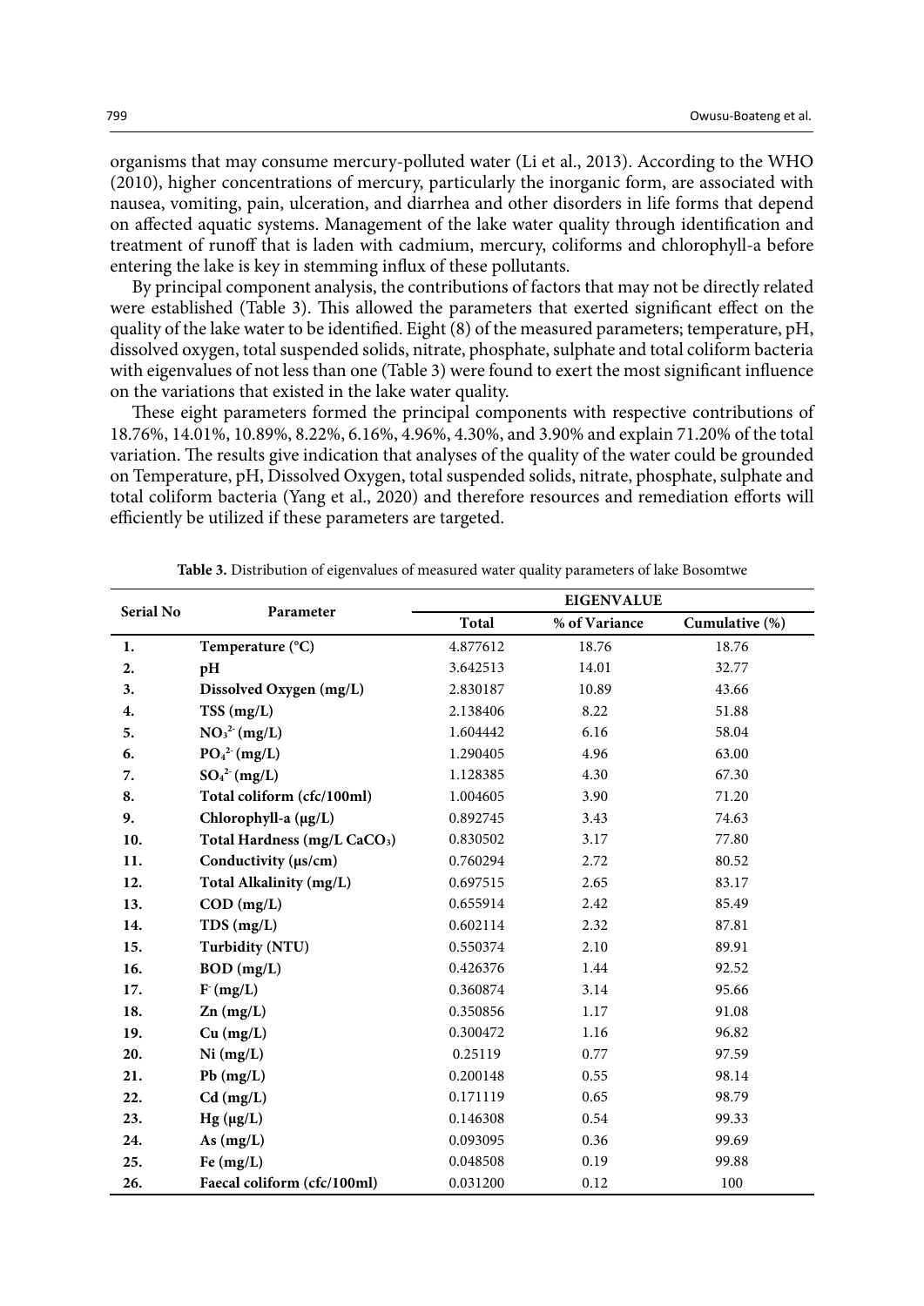organisms that may consume mercury-polluted water (Li et al., 2013). According to the WHO (2010), higher concentrations of mercury, particularly the inorganic form, are associated with nausea, vomiting, pain, ulceration, and diarrhea and other disorders in life forms that depend on affected aquatic systems. Management of the lake water quality through identification and treatment of runoff that is laden with cadmium, mercury, coliforms and chlorophyll-a before entering the lake is key in stemming influx of these pollutants.

By principal component analysis, the contributions of factors that may not be directly related were established (Table 3). This allowed the parameters that exerted significant effect on the quality of the lake water to be identified. Eight (8) of the measured parameters; temperature, pH, dissolved oxygen, total suspended solids, nitrate, phosphate, sulphate and total coliform bacteria with eigenvalues of not less than one (Table 3) were found to exert the most significant influence on the variations that existed in the lake water quality.

These eight parameters formed the principal components with respective contributions of 18.76%, 14.01%, 10.89%, 8.22%, 6.16%, 4.96%, 4.30%, and 3.90% and explain 71.20% of the total variation. The results give indication that analyses of the quality of the water could be grounded on Temperature, pH, Dissolved Oxygen, total suspended solids, nitrate, phosphate, sulphate and total coliform bacteria (Yang et al., 2020) and therefore resources and remediation efforts will efficiently be utilized if these parameters are targeted.

**Table 3.** Distribution of eigenvalues of measured water quality parameters of lake Bosomtwe

| Serial No | Parameter | EIGENVALUE | | |
|---|---|---|---|---|
| | | Total | % of Variance | Cumulative (%) |
| 1. | Temperature (°C) | 4.877612 | 18.76 | 18.76 |
| 2. | pH | 3.642513 | 14.01 | 32.77 |
| 3. | Dissolved Oxygen (mg/L) | 2.830187 | 10.89 | 43.66 |
| 4. | TSS (mg/L) | 2.138406 | 8.22 | 51.88 |
| 5. | $NO_3^{2-}$ (mg/L) | 1.604442 | 6.16 | 58.04 |
| 6. | $PO_4^{2-}$ (mg/L) | 1.290405 | 4.96 | 63.00 |
| 7. | $SO_4^{2-}$ (mg/L) | 1.128385 | 4.30 | 67.30 |
| 8. | Total coliform (cfc/100ml) | 1.004605 | 3.90 | 71.20 |
| 9. | Chlorophyll-a (µg/L) | 0.892745 | 3.43 | 74.63 |
| 10. | Total Hardness (mg/L $CaCO_3$) | 0.830502 | 3.17 | 77.80 |
| 11. | Conductivity (µs/cm) | 0.760294 | 2.72 | 80.52 |
| 12. | Total Alkalinity (mg/L) | 0.697515 | 2.65 | 83.17 |
| 13. | COD (mg/L) | 0.655914 | 2.42 | 85.49 |
| 14. | TDS (mg/L) | 0.602114 | 2.32 | 87.81 |
| 15. | Turbidity (NTU) | 0.550374 | 2.10 | 89.91 |
| 16. | BOD (mg/L) | 0.426376 | 1.44 | 92.52 |
| 17. | $F^-$ (mg/L) | 0.360874 | 3.14 | 95.66 |
| 18. | Zn (mg/L) | 0.350856 | 1.17 | 91.08 |
| 19. | Cu (mg/L) | 0.300472 | 1.16 | 96.82 |
| 20. | Ni (mg/L) | 0.25119 | 0.77 | 97.59 |
| 21. | Pb (mg/L) | 0.200148 | 0.55 | 98.14 |
| 22. | Cd (mg/L) | 0.171119 | 0.65 | 98.79 |
| 23. | Hg (µg/L) | 0.146308 | 0.54 | 99.33 |
| 24. | As (mg/L) | 0.093095 | 0.36 | 99.69 |
| 25. | Fe (mg/L) | 0.048508 | 0.19 | 99.88 |
| 26. | Faecal coliform (cfc/100ml) | 0.031200 | 0.12 | 100 |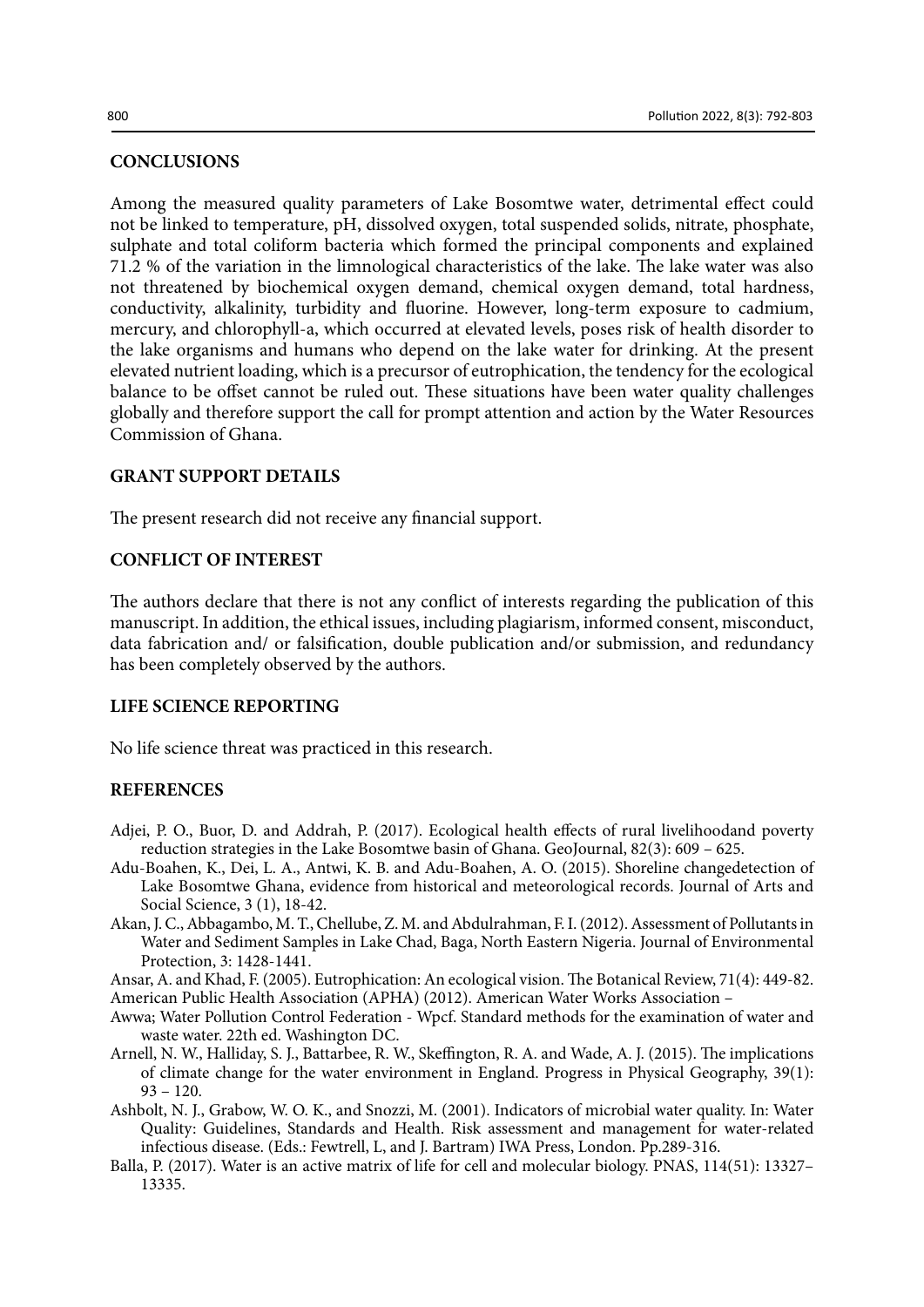## CONCLUSIONS

Among the measured quality parameters of Lake Bosomtwe water, detrimental effect could not be linked to temperature, pH, dissolved oxygen, total suspended solids, nitrate, phosphate, sulphate and total coliform bacteria which formed the principal components and explained 71.2 % of the variation in the limnological characteristics of the lake. The lake water was also not threatened by biochemical oxygen demand, chemical oxygen demand, total hardness, conductivity, alkalinity, turbidity and fluorine. However, long-term exposure to cadmium, mercury, and chlorophyll-a, which occurred at elevated levels, poses risk of health disorder to the lake organisms and humans who depend on the lake water for drinking. At the present elevated nutrient loading, which is a precursor of eutrophication, the tendency for the ecological balance to be offset cannot be ruled out. These situations have been water quality challenges globally and therefore support the call for prompt attention and action by the Water Resources Commission of Ghana.

## GRANT SUPPORT DETAILS

The present research did not receive any financial support.

## CONFLICT OF INTEREST

The authors declare that there is not any conflict of interests regarding the publication of this manuscript. In addition, the ethical issues, including plagiarism, informed consent, misconduct, data fabrication and/ or falsification, double publication and/or submission, and redundancy has been completely observed by the authors.

## LIFE SCIENCE REPORTING

No life science threat was practiced in this research.

## REFERENCES

Adjei, P. O., Buor, D. and Addrah, P. (2017). Ecological health effects of rural livelihoodand poverty reduction strategies in the Lake Bosomtwe basin of Ghana. GeoJournal, 82(3): 609 – 625.

Adu-Boahen, K., Dei, L. A., Antwi, K. B. and Adu-Boahen, A. O. (2015). Shoreline changedetection of Lake Bosomtwe Ghana, evidence from historical and meteorological records. Journal of Arts and Social Science, 3 (1), 18-42.

Akan, J. C., Abbagambo, M. T., Chellube, Z. M. and Abdulrahman, F. I. (2012). Assessment of Pollutants in Water and Sediment Samples in Lake Chad, Baga, North Eastern Nigeria. Journal of Environmental Protection, 3: 1428-1441.

Ansar, A. and Khad, F. (2005). Eutrophication: An ecological vision. The Botanical Review, 71(4): 449-82.

American Public Health Association (APHA) (2012). American Water Works Association –

Awwa; Water Pollution Control Federation - Wpcf. Standard methods for the examination of water and waste water. 22th ed. Washington DC.

Arnell, N. W., Halliday, S. J., Battarbee, R. W., Skeffington, R. A. and Wade, A. J. (2015). The implications of climate change for the water environment in England. Progress in Physical Geography, 39(1): 93 – 120.

Ashbolt, N. J., Grabow, W. O. K., and Snozzi, M. (2001). Indicators of microbial water quality. In: Water Quality: Guidelines, Standards and Health. Risk assessment and management for water-related infectious disease. (Eds.: Fewtrell, L, and J. Bartram) IWA Press, London. Pp.289-316.

Balla, P. (2017). Water is an active matrix of life for cell and molecular biology. PNAS, 114(51): 13327–13335.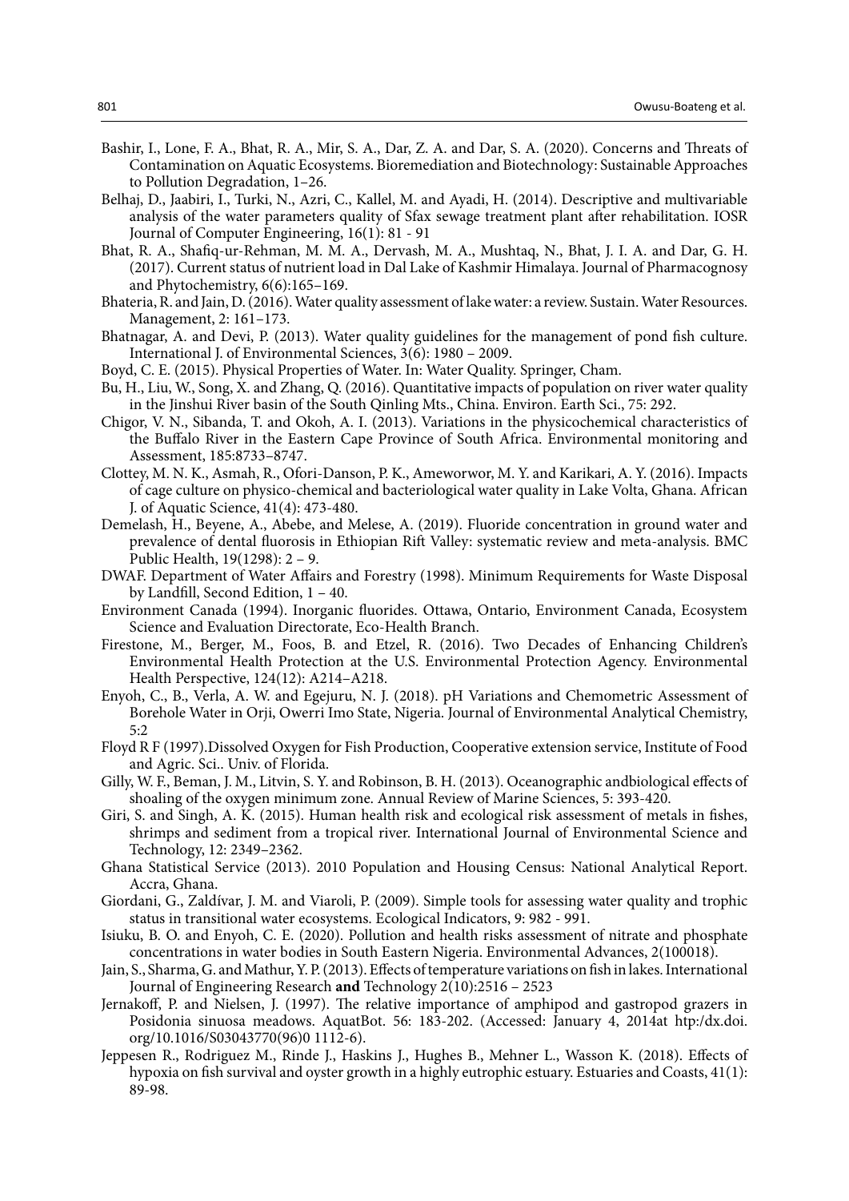Bashir, I., Lone, F. A., Bhat, R. A., Mir, S. A., Dar, Z. A. and Dar, S. A. (2020). Concerns and Threats of Contamination on Aquatic Ecosystems. Bioremediation and Biotechnology: Sustainable Approaches to Pollution Degradation, 1–26.

Belhaj, D., Jaabiri, I., Turki, N., Azri, C., Kallel, M. and Ayadi, H. (2014). Descriptive and multivariable analysis of the water parameters quality of Sfax sewage treatment plant after rehabilitation. IOSR Journal of Computer Engineering, 16(1): 81 - 91

Bhat, R. A., Shafiq-ur-Rehman, M. M. A., Dervash, M. A., Mushtaq, N., Bhat, J. I. A. and Dar, G. H. (2017). Current status of nutrient load in Dal Lake of Kashmir Himalaya. Journal of Pharmacognosy and Phytochemistry, 6(6):165–169.

Bhateria, R. and Jain, D. (2016). Water quality assessment of lake water: a review. Sustain. Water Resources. Management, 2: 161–173.

Bhatnagar, A. and Devi, P. (2013). Water quality guidelines for the management of pond fish culture. International J. of Environmental Sciences, 3(6): 1980 – 2009.

Boyd, C. E. (2015). Physical Properties of Water. In: Water Quality. Springer, Cham.

Bu, H., Liu, W., Song, X. and Zhang, Q. (2016). Quantitative impacts of population on river water quality in the Jinshui River basin of the South Qinling Mts., China. Environ. Earth Sci., 75: 292.

Chigor, V. N., Sibanda, T. and Okoh, A. I. (2013). Variations in the physicochemical characteristics of the Buffalo River in the Eastern Cape Province of South Africa. Environmental monitoring and Assessment, 185:8733–8747.

Clottey, M. N. K., Asmah, R., Ofori-Danson, P. K., Ameworwor, M. Y. and Karikari, A. Y. (2016). Impacts of cage culture on physico-chemical and bacteriological water quality in Lake Volta, Ghana. African J. of Aquatic Science, 41(4): 473-480.

Demelash, H., Beyene, A., Abebe, and Melese, A. (2019). Fluoride concentration in ground water and prevalence of dental fluorosis in Ethiopian Rift Valley: systematic review and meta-analysis. BMC Public Health, 19(1298): 2 – 9.

DWAF. Department of Water Affairs and Forestry (1998). Minimum Requirements for Waste Disposal by Landfill, Second Edition, 1 – 40.

Environment Canada (1994). Inorganic fluorides. Ottawa, Ontario, Environment Canada, Ecosystem Science and Evaluation Directorate, Eco-Health Branch.

Firestone, M., Berger, M., Foos, B. and Etzel, R. (2016). Two Decades of Enhancing Children's Environmental Health Protection at the U.S. Environmental Protection Agency. Environmental Health Perspective, 124(12): A214–A218.

Enyoh, C., B., Verla, A. W. and Egejuru, N. J. (2018). pH Variations and Chemometric Assessment of Borehole Water in Orji, Owerri Imo State, Nigeria. Journal of Environmental Analytical Chemistry, 5:2

Floyd R F (1997).Dissolved Oxygen for Fish Production, Cooperative extension service, Institute of Food and Agric. Sci.. Univ. of Florida.

Gilly, W. F., Beman, J. M., Litvin, S. Y. and Robinson, B. H. (2013). Oceanographic andbiological effects of shoaling of the oxygen minimum zone. Annual Review of Marine Sciences, 5: 393-420.

Giri, S. and Singh, A. K. (2015). Human health risk and ecological risk assessment of metals in fishes, shrimps and sediment from a tropical river. International Journal of Environmental Science and Technology, 12: 2349–2362.

Ghana Statistical Service (2013). 2010 Population and Housing Census: National Analytical Report. Accra, Ghana.

Giordani, G., Zaldívar, J. M. and Viaroli, P. (2009). Simple tools for assessing water quality and trophic status in transitional water ecosystems. Ecological Indicators, 9: 982 - 991.

Isiuku, B. O. and Enyoh, C. E. (2020). Pollution and health risks assessment of nitrate and phosphate concentrations in water bodies in South Eastern Nigeria. Environmental Advances, 2(100018).

Jain, S., Sharma, G. and Mathur, Y. P. (2013). Effects of temperature variations on fish in lakes. International Journal of Engineering Research **and** Technology 2(10):2516 – 2523

Jernakoff, P. and Nielsen, J. (1997). The relative importance of amphipod and gastropod grazers in Posidonia sinuosa meadows. AquatBot. 56: 183-202. (Accessed: January 4, 2014at htp:/dx.doi.org/10.1016/S03043770(96)0 1112-6).

Jeppesen R., Rodriguez M., Rinde J., Haskins J., Hughes B., Mehner L., Wasson K. (2018). Effects of hypoxia on fish survival and oyster growth in a highly eutrophic estuary. Estuaries and Coasts, 41(1): 89-98.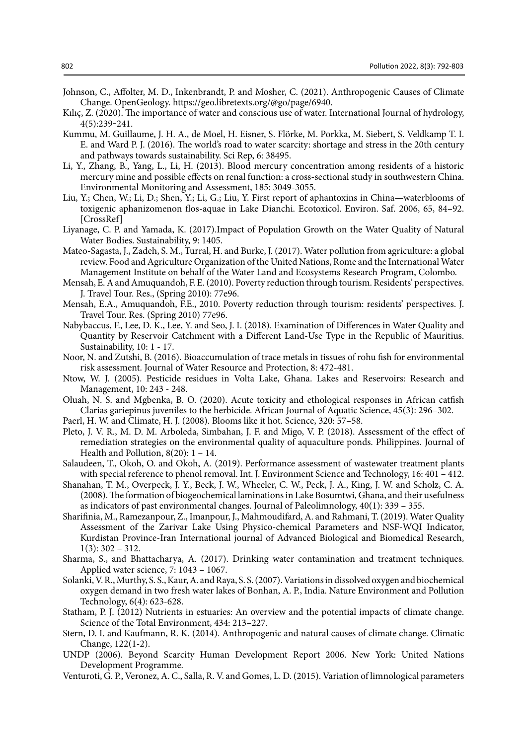Johnson, C., Affolter, M. D., Inkenbrandt, P. and Mosher, C. (2021). Anthropogenic Causes of Climate Change. OpenGeology. https://geo.libretexts.org/@go/page/6940.

Kılıç, Z. (2020). The importance of water and conscious use of water. International Journal of hydrology, 4(5):239‑241.

Kummu, M. Guillaume, J. H. A., de Moel, H. Eisner, S. Flörke, M. Porkka, M. Siebert, S. Veldkamp T. I. E. and Ward P. J. (2016). The world's road to water scarcity: shortage and stress in the 20th century and pathways towards sustainability. Sci Rep, 6: 38495.

Li, Y., Zhang, B., Yang, L., Li, H. (2013). Blood mercury concentration among residents of a historic mercury mine and possible effects on renal function: a cross-sectional study in southwestern China. Environmental Monitoring and Assessment, 185: 3049-3055.

Liu, Y.; Chen, W.; Li, D.; Shen, Y.; Li, G.; Liu, Y. First report of aphantoxins in China—waterblooms of toxigenic aphanizomenon flos-aquae in Lake Dianchi. Ecotoxicol. Environ. Saf. 2006, 65, 84–92. [CrossRef]

Liyanage, C. P. and Yamada, K. (2017).Impact of Population Growth on the Water Quality of Natural Water Bodies. Sustainability, 9: 1405.

Mateo-Sagasta, J., Zadeh, S. M., Turral, H. and Burke, J. (2017). Water pollution from agriculture: a global review. Food and Agriculture Organization of the United Nations, Rome and the International Water Management Institute on behalf of the Water Land and Ecosystems Research Program, Colombo.

Mensah, E. A and Amuquandoh, F. E. (2010). Poverty reduction through tourism. Residents' perspectives. J. Travel Tour. Res., (Spring 2010): 77e96.

Mensah, E.A., Amuquandoh, F.E., 2010. Poverty reduction through tourism: residents' perspectives. J. Travel Tour. Res. (Spring 2010) 77e96.

Nabybaccus, F., Lee, D. K., Lee, Y. and Seo, J. I. (2018). Examination of Differences in Water Quality and Quantity by Reservoir Catchment with a Different Land-Use Type in the Republic of Mauritius. Sustainability, 10: 1 - 17.

Noor, N. and Zutshi, B. (2016). Bioaccumulation of trace metals in tissues of rohu fish for environmental risk assessment. Journal of Water Resource and Protection, 8: 472-481.

Ntow, W. J. (2005). Pesticide residues in Volta Lake, Ghana. Lakes and Reservoirs: Research and Management, 10: 243 - 248.

Oluah, N. S. and Mgbenka, B. O. (2020). Acute toxicity and ethological responses in African catfish Clarias gariepinus juveniles to the herbicide. African Journal of Aquatic Science, 45(3): 296–302.

Paerl, H. W. and Climate, H. J. (2008). Blooms like it hot. Science, 320: 57–58.

Pleto, J. V. R., M. D. M. Arboleda, Simbahan, J. F. and Migo, V. P. (2018). Assessment of the effect of remediation strategies on the environmental quality of aquaculture ponds. Philippines. Journal of Health and Pollution, 8(20): 1 – 14.

Salaudeen, T., Okoh, O. and Okoh, A. (2019). Performance assessment of wastewater treatment plants with special reference to phenol removal. Int. J. Environment Science and Technology, 16: 401 – 412.

Shanahan, T. M., Overpeck, J. Y., Beck, J. W., Wheeler, C. W., Peck, J. A., King, J. W. and Scholz, C. A. (2008). The formation of biogeochemical laminations in Lake Bosumtwi, Ghana, and their usefulness as indicators of past environmental changes. Journal of Paleolimnology, 40(1): 339 – 355.

Sharifinia, M., Ramezanpour, Z., Imanpour, J., Mahmoudifard, A. and Rahmani, T. (2019). Water Quality Assessment of the Zarivar Lake Using Physico-chemical Parameters and NSF-WQI Indicator, Kurdistan Province-Iran International journal of Advanced Biological and Biomedical Research, 1(3): 302 – 312.

Sharma, S., and Bhattacharya, A. (2017). Drinking water contamination and treatment techniques. Applied water science, 7: 1043 – 1067.

Solanki, V. R., Murthy, S. S., Kaur, A. and Raya, S. S. (2007). Variations in dissolved oxygen and biochemical oxygen demand in two fresh water lakes of Bonhan, A. P., India. Nature Environment and Pollution Technology, 6(4): 623-628.

Statham, P. J. (2012) Nutrients in estuaries: An overview and the potential impacts of climate change. Science of the Total Environment, 434: 213–227.

Stern, D. I. and Kaufmann, R. K. (2014). Anthropogenic and natural causes of climate change. Climatic Change, 122(1-2).

UNDP (2006). Beyond Scarcity Human Development Report 2006. New York: United Nations Development Programme.

Venturoti, G. P., Veronez, A. C., Salla, R. V. and Gomes, L. D. (2015). Variation of limnological parameters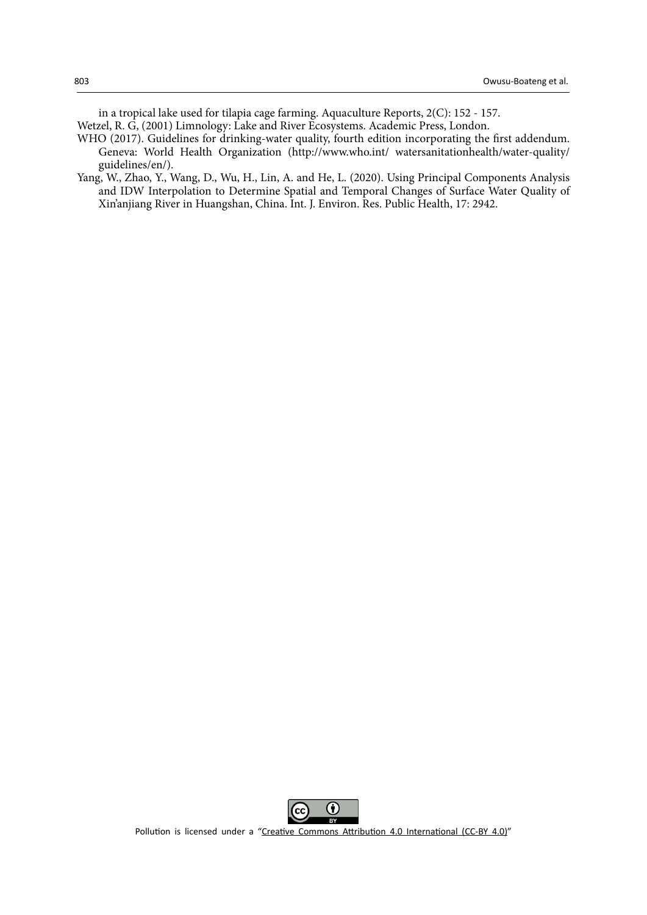in a tropical lake used for tilapia cage farming. Aquaculture Reports, 2(C): 152 - 157.

Wetzel, R. G, (2001) Limnology: Lake and River Ecosystems. Academic Press, London.

WHO (2017). Guidelines for drinking-water quality, fourth edition incorporating the first addendum. Geneva: World Health Organization (http://www.who.int/ watersanitationhealth/water-quality/ guidelines/en/).

Yang, W., Zhao, Y., Wang, D., Wu, H., Lin, A. and He, L. (2020). Using Principal Components Analysis and IDW Interpolation to Determine Spatial and Temporal Changes of Surface Water Quality of Xin'anjiang River in Huangshan, China. Int. J. Environ. Res. Public Health, 17: 2942.

Pollution is licensed under a "Creative Commons Attribution 4.0 International (CC-BY 4.0)"